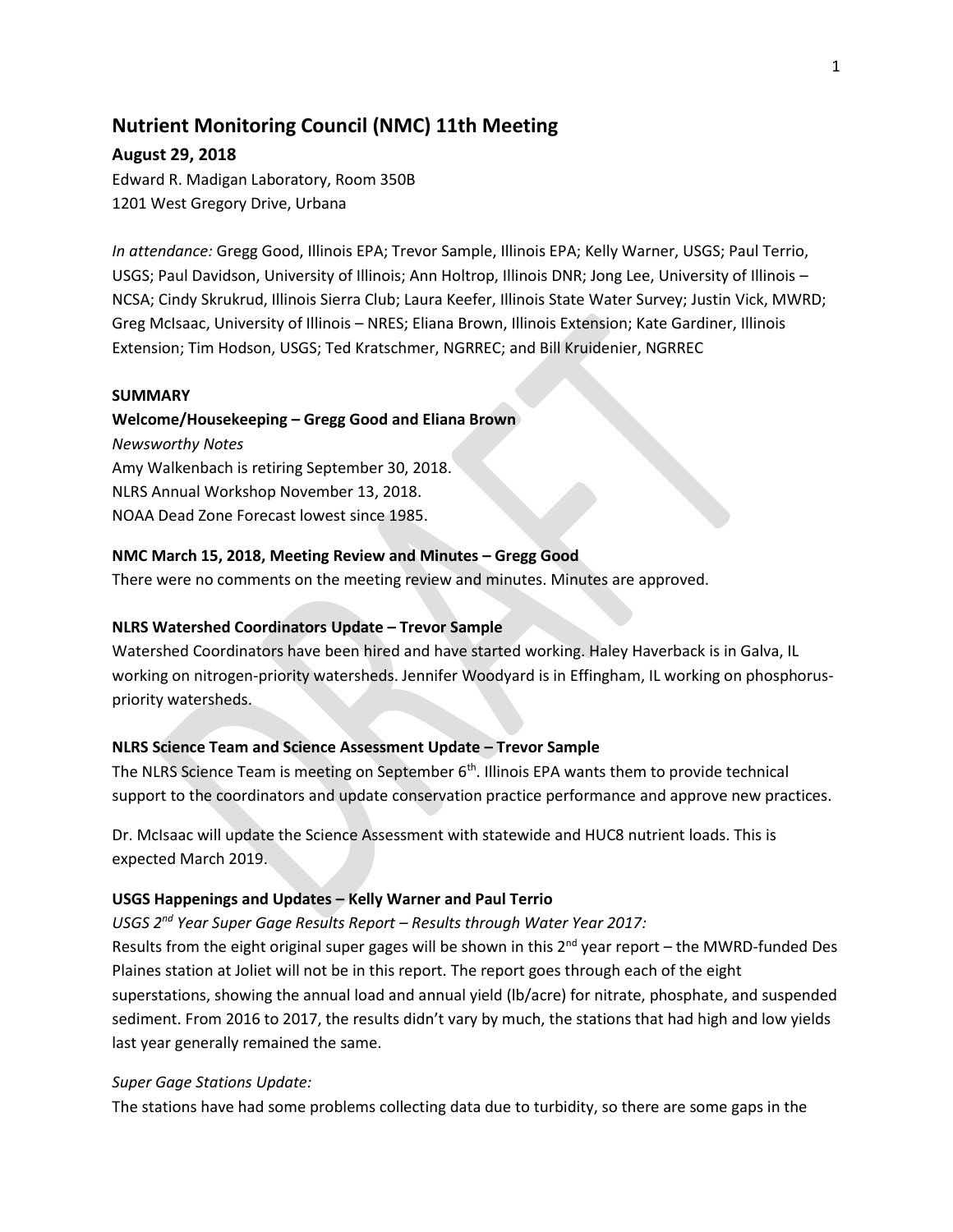# Nutrient Monitoring Council (NMC) 11th Meeting

## August 29, 2018

Edward R. Madigan Laboratory, Room 350B
1201 West Gregory Drive, Urbana

*In attendance:* Gregg Good, Illinois EPA; Trevor Sample, Illinois EPA; Kelly Warner, USGS; Paul Terrio, USGS; Paul Davidson, University of Illinois; Ann Holtrop, Illinois DNR; Jong Lee, University of Illinois – NCSA; Cindy Skrukrud, Illinois Sierra Club; Laura Keefer, Illinois State Water Survey; Justin Vick, MWRD; Greg McIsaac, University of Illinois – NRES; Eliana Brown, Illinois Extension; Kate Gardiner, Illinois Extension; Tim Hodson, USGS; Ted Kratschmer, NGRREC; and Bill Kruidenier, NGRREC

**SUMMARY**

**Welcome/Housekeeping – Gregg Good and Eliana Brown**

*Newsworthy Notes*

Amy Walkenbach is retiring September 30, 2018.
NLRS Annual Workshop November 13, 2018.
NOAA Dead Zone Forecast lowest since 1985.

**NMC March 15, 2018, Meeting Review and Minutes – Gregg Good**

There were no comments on the meeting review and minutes. Minutes are approved.

**NLRS Watershed Coordinators Update – Trevor Sample**

Watershed Coordinators have been hired and have started working. Haley Haverback is in Galva, IL working on nitrogen-priority watersheds. Jennifer Woodyard is in Effingham, IL working on phosphorus-priority watersheds.

**NLRS Science Team and Science Assessment Update – Trevor Sample**

The NLRS Science Team is meeting on September 6th. Illinois EPA wants them to provide technical support to the coordinators and update conservation practice performance and approve new practices.

Dr. McIsaac will update the Science Assessment with statewide and HUC8 nutrient loads. This is expected March 2019.

**USGS Happenings and Updates – Kelly Warner and Paul Terrio**

*USGS 2nd Year Super Gage Results Report – Results through Water Year 2017:*

Results from the eight original super gages will be shown in this 2nd year report – the MWRD-funded Des Plaines station at Joliet will not be in this report. The report goes through each of the eight superstations, showing the annual load and annual yield (lb/acre) for nitrate, phosphate, and suspended sediment. From 2016 to 2017, the results didn't vary by much, the stations that had high and low yields last year generally remained the same.

*Super Gage Stations Update:*

The stations have had some problems collecting data due to turbidity, so there are some gaps in the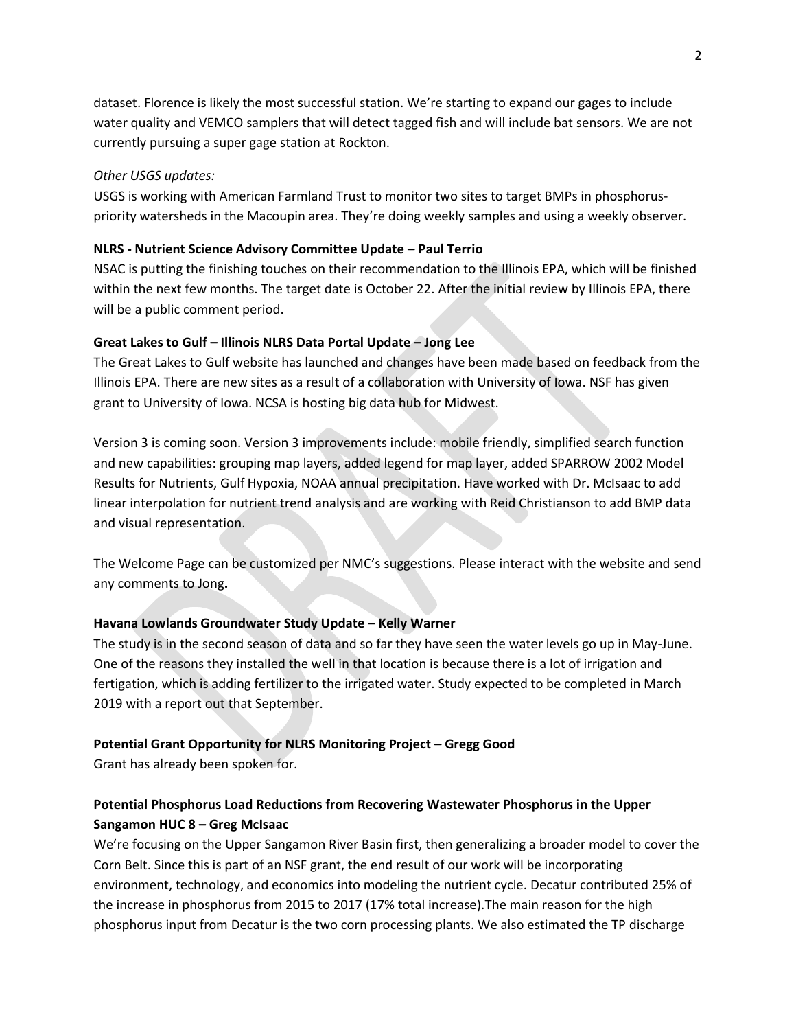dataset. Florence is likely the most successful station. We're starting to expand our gages to include water quality and VEMCO samplers that will detect tagged fish and will include bat sensors. We are not currently pursuing a super gage station at Rockton.

*Other USGS updates:*

USGS is working with American Farmland Trust to monitor two sites to target BMPs in phosphorus-priority watersheds in the Macoupin area. They're doing weekly samples and using a weekly observer.

**NLRS - Nutrient Science Advisory Committee Update – Paul Terrio**

NSAC is putting the finishing touches on their recommendation to the Illinois EPA, which will be finished within the next few months. The target date is October 22. After the initial review by Illinois EPA, there will be a public comment period.

**Great Lakes to Gulf – Illinois NLRS Data Portal Update – Jong Lee**

The Great Lakes to Gulf website has launched and changes have been made based on feedback from the Illinois EPA. There are new sites as a result of a collaboration with University of Iowa. NSF has given grant to University of Iowa. NCSA is hosting big data hub for Midwest.

Version 3 is coming soon. Version 3 improvements include: mobile friendly, simplified search function and new capabilities: grouping map layers, added legend for map layer, added SPARROW 2002 Model Results for Nutrients, Gulf Hypoxia, NOAA annual precipitation. Have worked with Dr. McIsaac to add linear interpolation for nutrient trend analysis and are working with Reid Christianson to add BMP data and visual representation.

The Welcome Page can be customized per NMC's suggestions. Please interact with the website and send any comments to Jong**.**

**Havana Lowlands Groundwater Study Update – Kelly Warner**

The study is in the second season of data and so far they have seen the water levels go up in May-June. One of the reasons they installed the well in that location is because there is a lot of irrigation and fertigation, which is adding fertilizer to the irrigated water. Study expected to be completed in March 2019 with a report out that September.

**Potential Grant Opportunity for NLRS Monitoring Project – Gregg Good**

Grant has already been spoken for.

**Potential Phosphorus Load Reductions from Recovering Wastewater Phosphorus in the Upper Sangamon HUC 8 – Greg McIsaac**

We're focusing on the Upper Sangamon River Basin first, then generalizing a broader model to cover the Corn Belt. Since this is part of an NSF grant, the end result of our work will be incorporating environment, technology, and economics into modeling the nutrient cycle. Decatur contributed 25% of the increase in phosphorus from 2015 to 2017 (17% total increase).The main reason for the high phosphorus input from Decatur is the two corn processing plants. We also estimated the TP discharge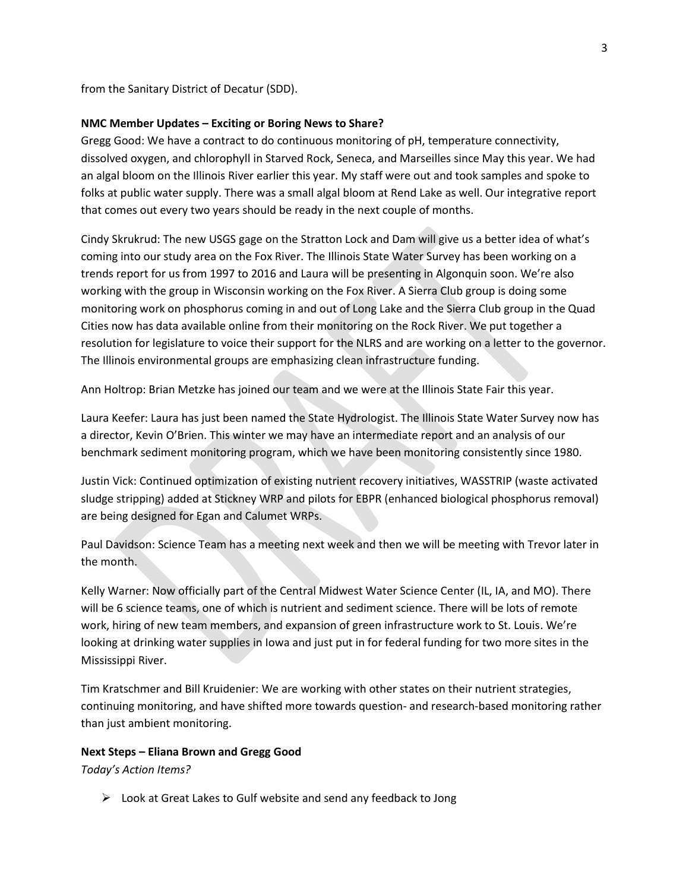from the Sanitary District of Decatur (SDD).

**NMC Member Updates – Exciting or Boring News to Share?**

Gregg Good: We have a contract to do continuous monitoring of pH, temperature connectivity, dissolved oxygen, and chlorophyll in Starved Rock, Seneca, and Marseilles since May this year. We had an algal bloom on the Illinois River earlier this year. My staff were out and took samples and spoke to folks at public water supply. There was a small algal bloom at Rend Lake as well. Our integrative report that comes out every two years should be ready in the next couple of months.

Cindy Skrukrud: The new USGS gage on the Stratton Lock and Dam will give us a better idea of what's coming into our study area on the Fox River. The Illinois State Water Survey has been working on a trends report for us from 1997 to 2016 and Laura will be presenting in Algonquin soon. We're also working with the group in Wisconsin working on the Fox River. A Sierra Club group is doing some monitoring work on phosphorus coming in and out of Long Lake and the Sierra Club group in the Quad Cities now has data available online from their monitoring on the Rock River. We put together a resolution for legislature to voice their support for the NLRS and are working on a letter to the governor. The Illinois environmental groups are emphasizing clean infrastructure funding.

Ann Holtrop: Brian Metzke has joined our team and we were at the Illinois State Fair this year.

Laura Keefer: Laura has just been named the State Hydrologist. The Illinois State Water Survey now has a director, Kevin O'Brien. This winter we may have an intermediate report and an analysis of our benchmark sediment monitoring program, which we have been monitoring consistently since 1980.

Justin Vick: Continued optimization of existing nutrient recovery initiatives, WASSTRIP (waste activated sludge stripping) added at Stickney WRP and pilots for EBPR (enhanced biological phosphorus removal) are being designed for Egan and Calumet WRPs.

Paul Davidson: Science Team has a meeting next week and then we will be meeting with Trevor later in the month.

Kelly Warner: Now officially part of the Central Midwest Water Science Center (IL, IA, and MO). There will be 6 science teams, one of which is nutrient and sediment science. There will be lots of remote work, hiring of new team members, and expansion of green infrastructure work to St. Louis. We're looking at drinking water supplies in Iowa and just put in for federal funding for two more sites in the Mississippi River.

Tim Kratschmer and Bill Kruidenier: We are working with other states on their nutrient strategies, continuing monitoring, and have shifted more towards question- and research-based monitoring rather than just ambient monitoring.

**Next Steps – Eliana Brown and Gregg Good**

*Today's Action Items?*

- Look at Great Lakes to Gulf website and send any feedback to Jong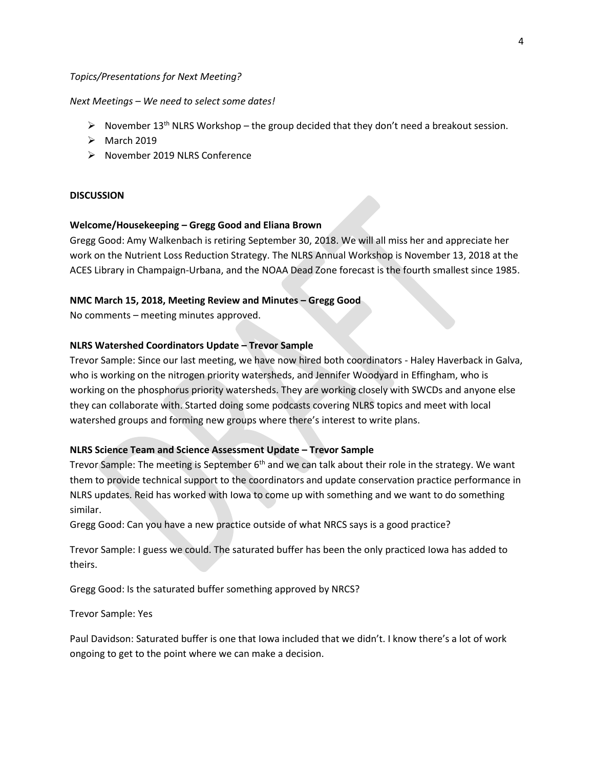*Topics/Presentations for Next Meeting?*

*Next Meetings – We need to select some dates!*

- November 13th NLRS Workshop – the group decided that they don't need a breakout session.
- March 2019
- November 2019 NLRS Conference

**DISCUSSION**

**Welcome/Housekeeping – Gregg Good and Eliana Brown**

Gregg Good: Amy Walkenbach is retiring September 30, 2018. We will all miss her and appreciate her work on the Nutrient Loss Reduction Strategy. The NLRS Annual Workshop is November 13, 2018 at the ACES Library in Champaign-Urbana, and the NOAA Dead Zone forecast is the fourth smallest since 1985.

**NMC March 15, 2018, Meeting Review and Minutes – Gregg Good**

No comments – meeting minutes approved.

**NLRS Watershed Coordinators Update – Trevor Sample**

Trevor Sample: Since our last meeting, we have now hired both coordinators - Haley Haverback in Galva, who is working on the nitrogen priority watersheds, and Jennifer Woodyard in Effingham, who is working on the phosphorus priority watersheds. They are working closely with SWCDs and anyone else they can collaborate with. Started doing some podcasts covering NLRS topics and meet with local watershed groups and forming new groups where there's interest to write plans.

**NLRS Science Team and Science Assessment Update – Trevor Sample**

Trevor Sample: The meeting is September 6th and we can talk about their role in the strategy. We want them to provide technical support to the coordinators and update conservation practice performance in NLRS updates. Reid has worked with Iowa to come up with something and we want to do something similar.

Gregg Good: Can you have a new practice outside of what NRCS says is a good practice?

Trevor Sample: I guess we could. The saturated buffer has been the only practiced Iowa has added to theirs.

Gregg Good: Is the saturated buffer something approved by NRCS?

Trevor Sample: Yes

Paul Davidson: Saturated buffer is one that Iowa included that we didn't. I know there's a lot of work ongoing to get to the point where we can make a decision.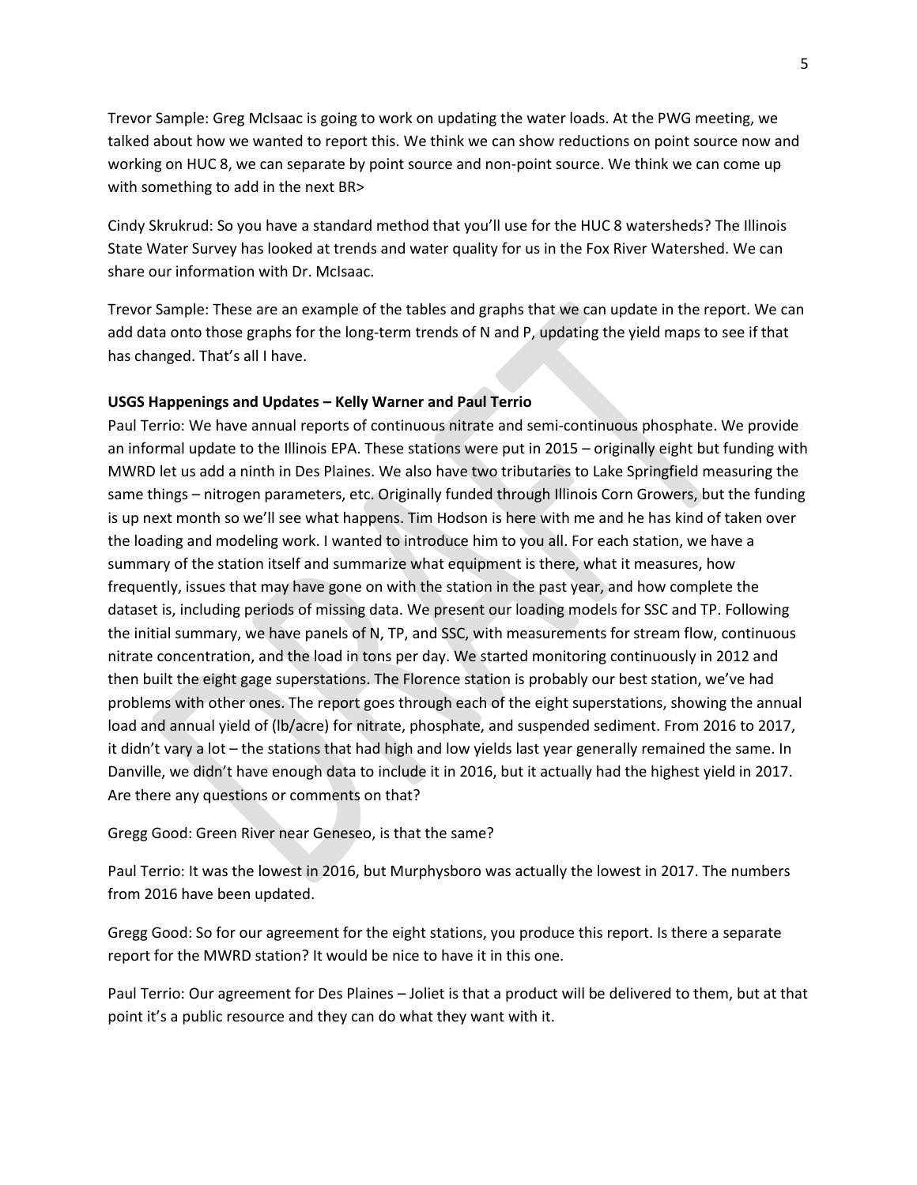Trevor Sample: Greg McIsaac is going to work on updating the water loads. At the PWG meeting, we talked about how we wanted to report this. We think we can show reductions on point source now and working on HUC 8, we can separate by point source and non-point source. We think we can come up with something to add in the next BR>

Cindy Skrukrud: So you have a standard method that you'll use for the HUC 8 watersheds? The Illinois State Water Survey has looked at trends and water quality for us in the Fox River Watershed. We can share our information with Dr. McIsaac.

Trevor Sample: These are an example of the tables and graphs that we can update in the report. We can add data onto those graphs for the long-term trends of N and P, updating the yield maps to see if that has changed. That's all I have.

**USGS Happenings and Updates – Kelly Warner and Paul Terrio**

Paul Terrio: We have annual reports of continuous nitrate and semi-continuous phosphate. We provide an informal update to the Illinois EPA. These stations were put in 2015 – originally eight but funding with MWRD let us add a ninth in Des Plaines. We also have two tributaries to Lake Springfield measuring the same things – nitrogen parameters, etc. Originally funded through Illinois Corn Growers, but the funding is up next month so we'll see what happens. Tim Hodson is here with me and he has kind of taken over the loading and modeling work. I wanted to introduce him to you all. For each station, we have a summary of the station itself and summarize what equipment is there, what it measures, how frequently, issues that may have gone on with the station in the past year, and how complete the dataset is, including periods of missing data. We present our loading models for SSC and TP. Following the initial summary, we have panels of N, TP, and SSC, with measurements for stream flow, continuous nitrate concentration, and the load in tons per day. We started monitoring continuously in 2012 and then built the eight gage superstations. The Florence station is probably our best station, we've had problems with other ones. The report goes through each of the eight superstations, showing the annual load and annual yield of (lb/acre) for nitrate, phosphate, and suspended sediment. From 2016 to 2017, it didn't vary a lot – the stations that had high and low yields last year generally remained the same. In Danville, we didn't have enough data to include it in 2016, but it actually had the highest yield in 2017. Are there any questions or comments on that?

Gregg Good: Green River near Geneseo, is that the same?

Paul Terrio: It was the lowest in 2016, but Murphysboro was actually the lowest in 2017. The numbers from 2016 have been updated.

Gregg Good: So for our agreement for the eight stations, you produce this report. Is there a separate report for the MWRD station? It would be nice to have it in this one.

Paul Terrio: Our agreement for Des Plaines – Joliet is that a product will be delivered to them, but at that point it's a public resource and they can do what they want with it.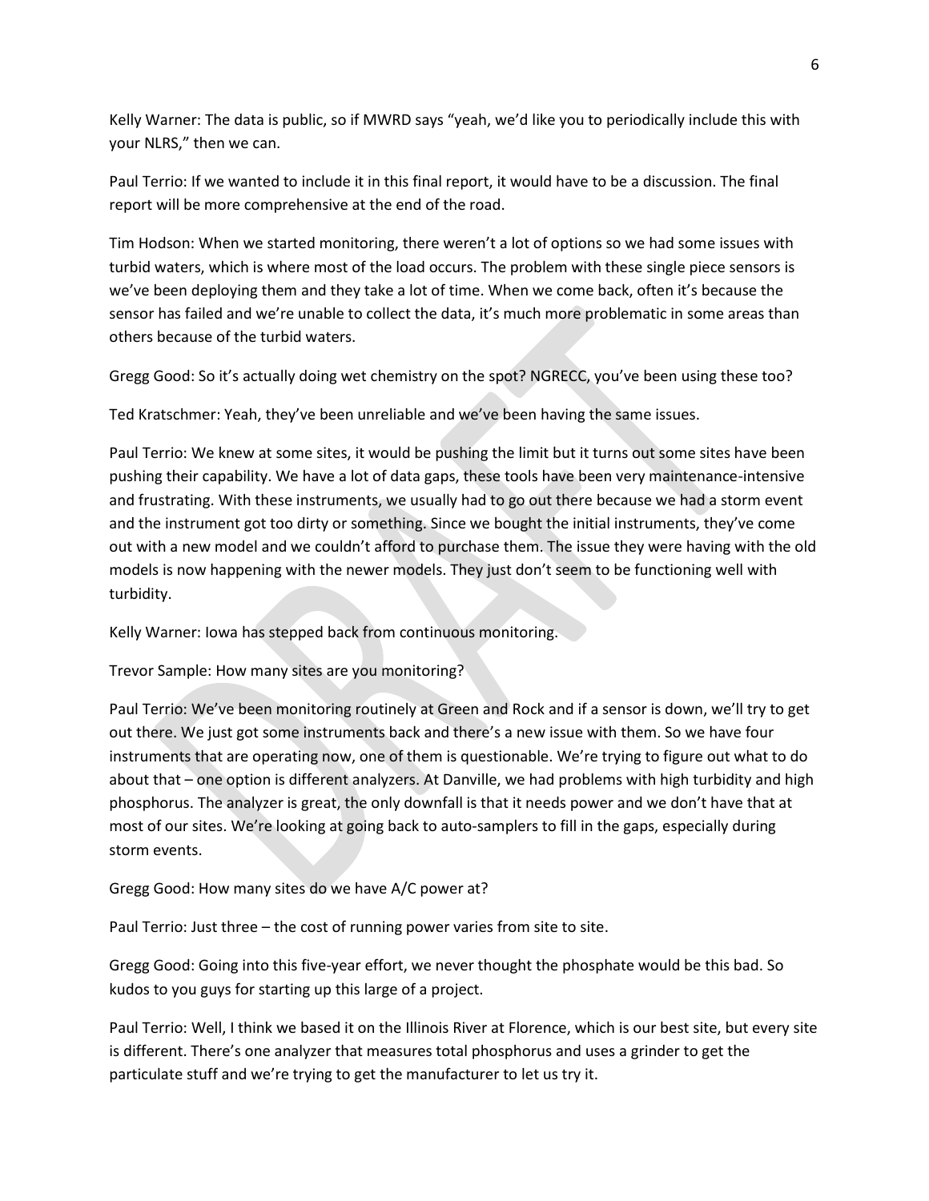Kelly Warner: The data is public, so if MWRD says "yeah, we'd like you to periodically include this with your NLRS," then we can.

Paul Terrio: If we wanted to include it in this final report, it would have to be a discussion. The final report will be more comprehensive at the end of the road.

Tim Hodson: When we started monitoring, there weren't a lot of options so we had some issues with turbid waters, which is where most of the load occurs. The problem with these single piece sensors is we've been deploying them and they take a lot of time. When we come back, often it's because the sensor has failed and we're unable to collect the data, it's much more problematic in some areas than others because of the turbid waters.

Gregg Good: So it's actually doing wet chemistry on the spot? NGRECC, you've been using these too?

Ted Kratschmer: Yeah, they've been unreliable and we've been having the same issues.

Paul Terrio: We knew at some sites, it would be pushing the limit but it turns out some sites have been pushing their capability. We have a lot of data gaps, these tools have been very maintenance-intensive and frustrating. With these instruments, we usually had to go out there because we had a storm event and the instrument got too dirty or something. Since we bought the initial instruments, they've come out with a new model and we couldn't afford to purchase them. The issue they were having with the old models is now happening with the newer models. They just don't seem to be functioning well with turbidity.

Kelly Warner: Iowa has stepped back from continuous monitoring.

Trevor Sample: How many sites are you monitoring?

Paul Terrio: We've been monitoring routinely at Green and Rock and if a sensor is down, we'll try to get out there. We just got some instruments back and there's a new issue with them. So we have four instruments that are operating now, one of them is questionable. We're trying to figure out what to do about that – one option is different analyzers. At Danville, we had problems with high turbidity and high phosphorus. The analyzer is great, the only downfall is that it needs power and we don't have that at most of our sites. We're looking at going back to auto-samplers to fill in the gaps, especially during storm events.

Gregg Good: How many sites do we have A/C power at?

Paul Terrio: Just three – the cost of running power varies from site to site.

Gregg Good: Going into this five-year effort, we never thought the phosphate would be this bad. So kudos to you guys for starting up this large of a project.

Paul Terrio: Well, I think we based it on the Illinois River at Florence, which is our best site, but every site is different. There's one analyzer that measures total phosphorus and uses a grinder to get the particulate stuff and we're trying to get the manufacturer to let us try it.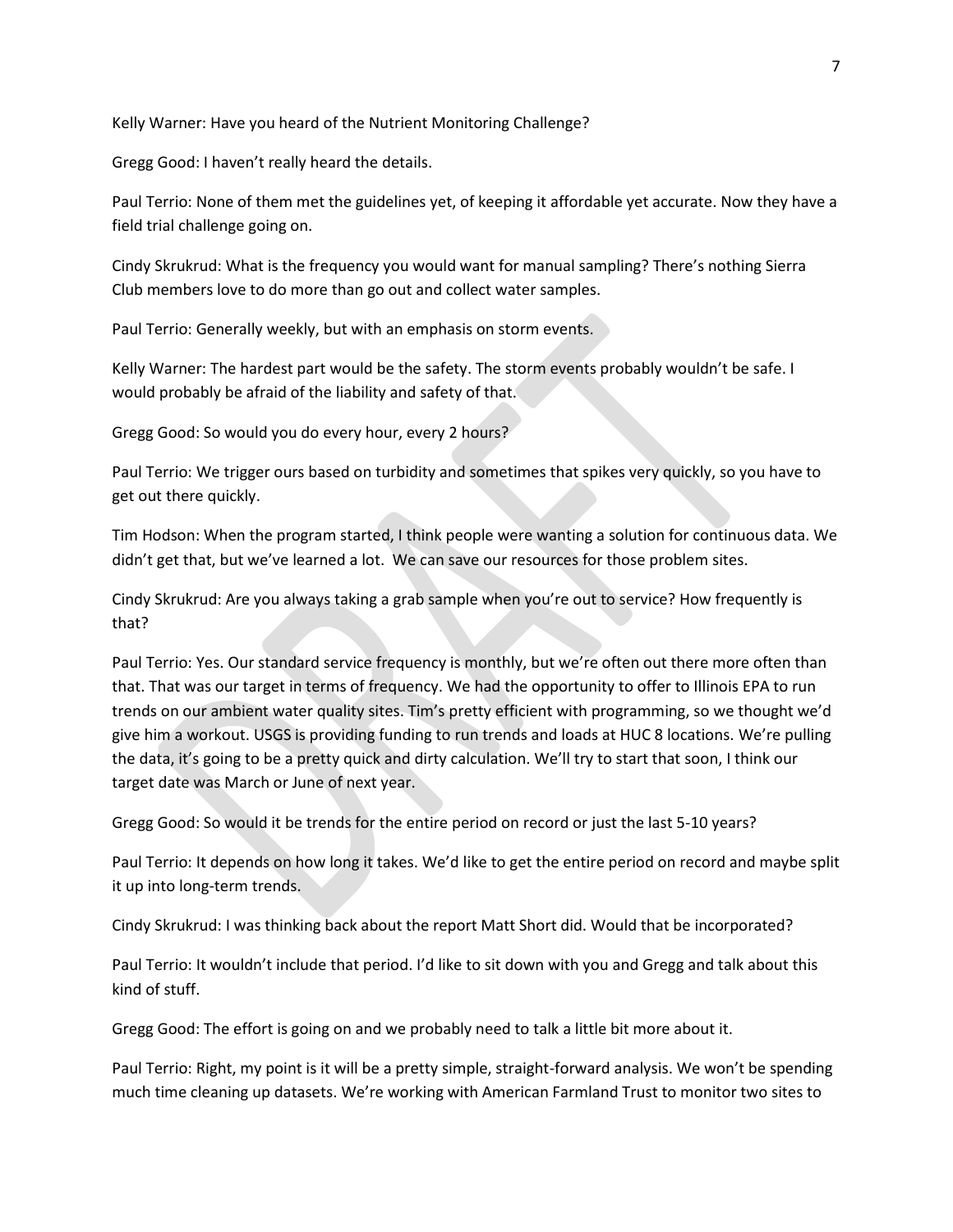Kelly Warner: Have you heard of the Nutrient Monitoring Challenge?

Gregg Good: I haven't really heard the details.

Paul Terrio: None of them met the guidelines yet, of keeping it affordable yet accurate. Now they have a field trial challenge going on.

Cindy Skrukrud: What is the frequency you would want for manual sampling? There's nothing Sierra Club members love to do more than go out and collect water samples.

Paul Terrio: Generally weekly, but with an emphasis on storm events.

Kelly Warner: The hardest part would be the safety. The storm events probably wouldn't be safe. I would probably be afraid of the liability and safety of that.

Gregg Good: So would you do every hour, every 2 hours?

Paul Terrio: We trigger ours based on turbidity and sometimes that spikes very quickly, so you have to get out there quickly.

Tim Hodson: When the program started, I think people were wanting a solution for continuous data. We didn't get that, but we've learned a lot. We can save our resources for those problem sites.

Cindy Skrukrud: Are you always taking a grab sample when you're out to service? How frequently is that?

Paul Terrio: Yes. Our standard service frequency is monthly, but we're often out there more often than that. That was our target in terms of frequency. We had the opportunity to offer to Illinois EPA to run trends on our ambient water quality sites. Tim's pretty efficient with programming, so we thought we'd give him a workout. USGS is providing funding to run trends and loads at HUC 8 locations. We're pulling the data, it's going to be a pretty quick and dirty calculation. We'll try to start that soon, I think our target date was March or June of next year.

Gregg Good: So would it be trends for the entire period on record or just the last 5-10 years?

Paul Terrio: It depends on how long it takes. We'd like to get the entire period on record and maybe split it up into long-term trends.

Cindy Skrukrud: I was thinking back about the report Matt Short did. Would that be incorporated?

Paul Terrio: It wouldn't include that period. I'd like to sit down with you and Gregg and talk about this kind of stuff.

Gregg Good: The effort is going on and we probably need to talk a little bit more about it.

Paul Terrio: Right, my point is it will be a pretty simple, straight-forward analysis. We won't be spending much time cleaning up datasets. We're working with American Farmland Trust to monitor two sites to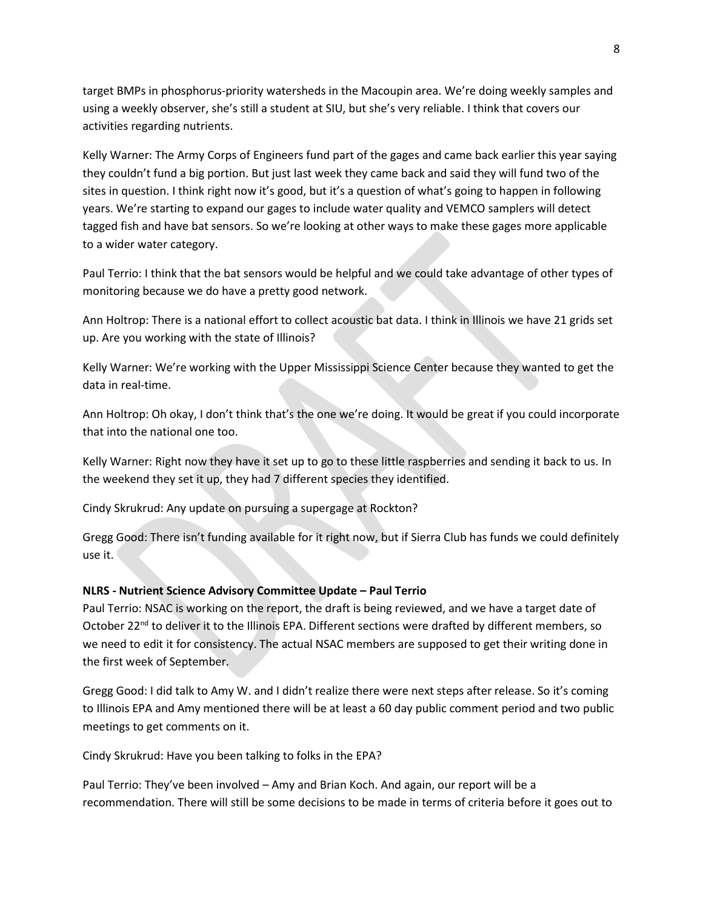target BMPs in phosphorus-priority watersheds in the Macoupin area. We're doing weekly samples and using a weekly observer, she's still a student at SIU, but she's very reliable. I think that covers our activities regarding nutrients.

Kelly Warner: The Army Corps of Engineers fund part of the gages and came back earlier this year saying they couldn't fund a big portion. But just last week they came back and said they will fund two of the sites in question. I think right now it's good, but it's a question of what's going to happen in following years. We're starting to expand our gages to include water quality and VEMCO samplers will detect tagged fish and have bat sensors. So we're looking at other ways to make these gages more applicable to a wider water category.

Paul Terrio: I think that the bat sensors would be helpful and we could take advantage of other types of monitoring because we do have a pretty good network.

Ann Holtrop: There is a national effort to collect acoustic bat data. I think in Illinois we have 21 grids set up. Are you working with the state of Illinois?

Kelly Warner: We're working with the Upper Mississippi Science Center because they wanted to get the data in real-time.

Ann Holtrop: Oh okay, I don't think that's the one we're doing. It would be great if you could incorporate that into the national one too.

Kelly Warner: Right now they have it set up to go to these little raspberries and sending it back to us. In the weekend they set it up, they had 7 different species they identified.

Cindy Skrukrud: Any update on pursuing a supergage at Rockton?

Gregg Good: There isn't funding available for it right now, but if Sierra Club has funds we could definitely use it.

**NLRS - Nutrient Science Advisory Committee Update – Paul Terrio**

Paul Terrio: NSAC is working on the report, the draft is being reviewed, and we have a target date of October 22nd to deliver it to the Illinois EPA. Different sections were drafted by different members, so we need to edit it for consistency. The actual NSAC members are supposed to get their writing done in the first week of September.

Gregg Good: I did talk to Amy W. and I didn't realize there were next steps after release. So it's coming to Illinois EPA and Amy mentioned there will be at least a 60 day public comment period and two public meetings to get comments on it.

Cindy Skrukrud: Have you been talking to folks in the EPA?

Paul Terrio: They've been involved – Amy and Brian Koch. And again, our report will be a recommendation. There will still be some decisions to be made in terms of criteria before it goes out to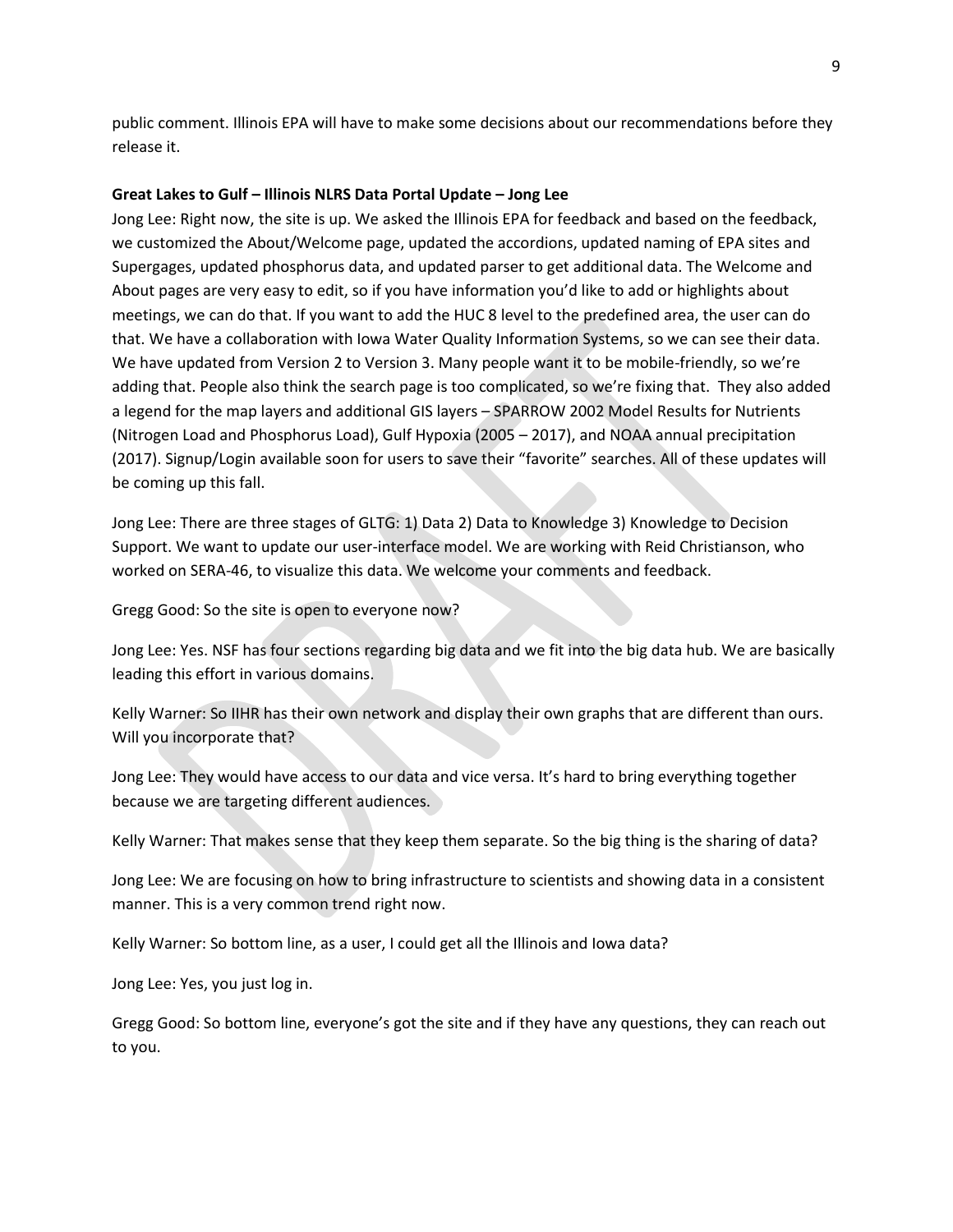public comment. Illinois EPA will have to make some decisions about our recommendations before they release it.

**Great Lakes to Gulf – Illinois NLRS Data Portal Update – Jong Lee**

Jong Lee: Right now, the site is up. We asked the Illinois EPA for feedback and based on the feedback, we customized the About/Welcome page, updated the accordions, updated naming of EPA sites and Supergages, updated phosphorus data, and updated parser to get additional data. The Welcome and About pages are very easy to edit, so if you have information you'd like to add or highlights about meetings, we can do that. If you want to add the HUC 8 level to the predefined area, the user can do that. We have a collaboration with Iowa Water Quality Information Systems, so we can see their data. We have updated from Version 2 to Version 3. Many people want it to be mobile-friendly, so we're adding that. People also think the search page is too complicated, so we're fixing that. They also added a legend for the map layers and additional GIS layers – SPARROW 2002 Model Results for Nutrients (Nitrogen Load and Phosphorus Load), Gulf Hypoxia (2005 – 2017), and NOAA annual precipitation (2017). Signup/Login available soon for users to save their "favorite" searches. All of these updates will be coming up this fall.

Jong Lee: There are three stages of GLTG: 1) Data 2) Data to Knowledge 3) Knowledge to Decision Support. We want to update our user-interface model. We are working with Reid Christianson, who worked on SERA-46, to visualize this data. We welcome your comments and feedback.

Gregg Good: So the site is open to everyone now?

Jong Lee: Yes. NSF has four sections regarding big data and we fit into the big data hub. We are basically leading this effort in various domains.

Kelly Warner: So IIHR has their own network and display their own graphs that are different than ours. Will you incorporate that?

Jong Lee: They would have access to our data and vice versa. It's hard to bring everything together because we are targeting different audiences.

Kelly Warner: That makes sense that they keep them separate. So the big thing is the sharing of data?

Jong Lee: We are focusing on how to bring infrastructure to scientists and showing data in a consistent manner. This is a very common trend right now.

Kelly Warner: So bottom line, as a user, I could get all the Illinois and Iowa data?

Jong Lee: Yes, you just log in.

Gregg Good: So bottom line, everyone's got the site and if they have any questions, they can reach out to you.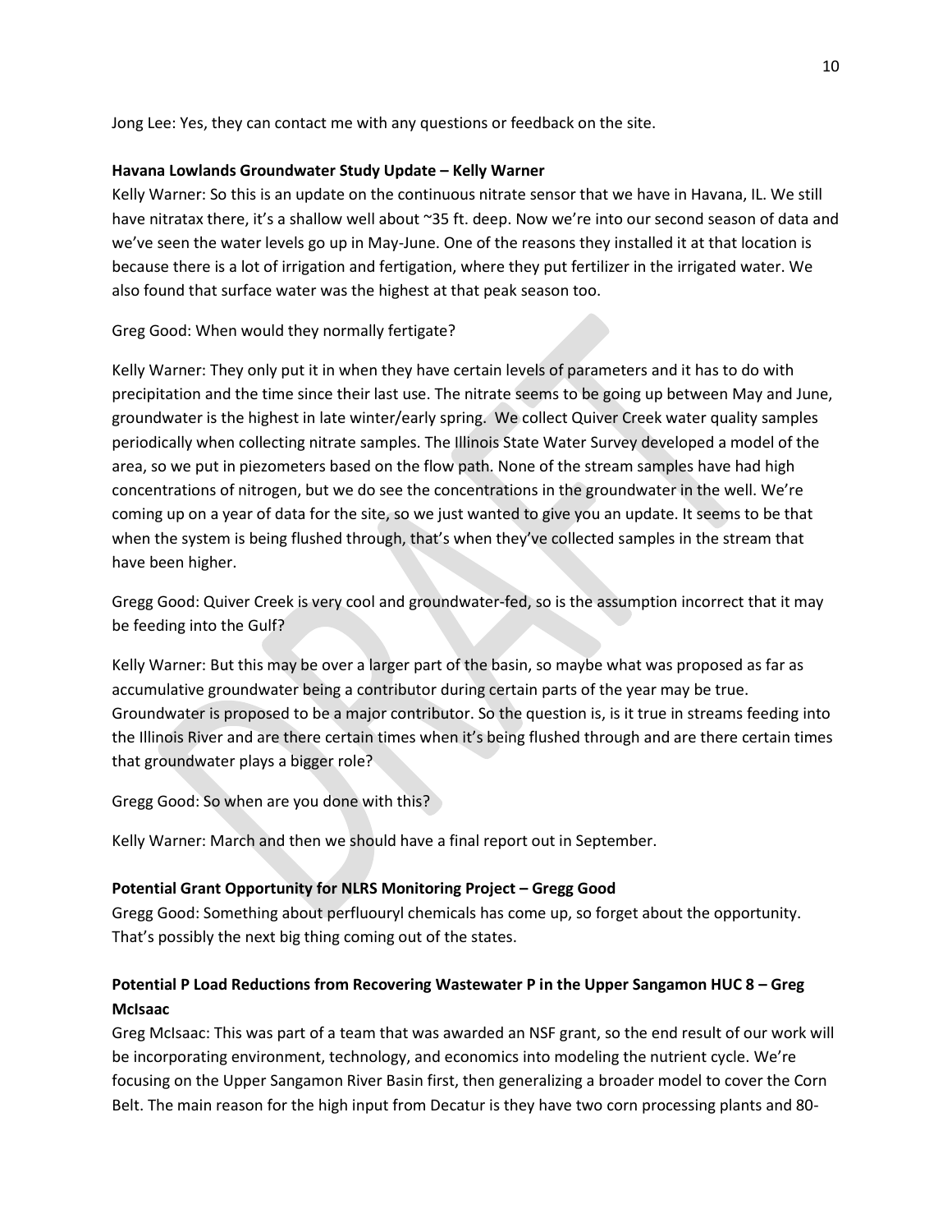Jong Lee: Yes, they can contact me with any questions or feedback on the site.

**Havana Lowlands Groundwater Study Update – Kelly Warner**

Kelly Warner: So this is an update on the continuous nitrate sensor that we have in Havana, IL. We still have nitratax there, it's a shallow well about ~35 ft. deep. Now we're into our second season of data and we've seen the water levels go up in May-June. One of the reasons they installed it at that location is because there is a lot of irrigation and fertigation, where they put fertilizer in the irrigated water. We also found that surface water was the highest at that peak season too.

Greg Good: When would they normally fertigate?

Kelly Warner: They only put it in when they have certain levels of parameters and it has to do with precipitation and the time since their last use. The nitrate seems to be going up between May and June, groundwater is the highest in late winter/early spring. We collect Quiver Creek water quality samples periodically when collecting nitrate samples. The Illinois State Water Survey developed a model of the area, so we put in piezometers based on the flow path. None of the stream samples have had high concentrations of nitrogen, but we do see the concentrations in the groundwater in the well. We're coming up on a year of data for the site, so we just wanted to give you an update. It seems to be that when the system is being flushed through, that's when they've collected samples in the stream that have been higher.

Gregg Good: Quiver Creek is very cool and groundwater-fed, so is the assumption incorrect that it may be feeding into the Gulf?

Kelly Warner: But this may be over a larger part of the basin, so maybe what was proposed as far as accumulative groundwater being a contributor during certain parts of the year may be true. Groundwater is proposed to be a major contributor. So the question is, is it true in streams feeding into the Illinois River and are there certain times when it's being flushed through and are there certain times that groundwater plays a bigger role?

Gregg Good: So when are you done with this?

Kelly Warner: March and then we should have a final report out in September.

**Potential Grant Opportunity for NLRS Monitoring Project – Gregg Good**

Gregg Good: Something about perfluouryl chemicals has come up, so forget about the opportunity. That's possibly the next big thing coming out of the states.

**Potential P Load Reductions from Recovering Wastewater P in the Upper Sangamon HUC 8 – Greg McIsaac**

Greg McIsaac: This was part of a team that was awarded an NSF grant, so the end result of our work will be incorporating environment, technology, and economics into modeling the nutrient cycle. We're focusing on the Upper Sangamon River Basin first, then generalizing a broader model to cover the Corn Belt. The main reason for the high input from Decatur is they have two corn processing plants and 80-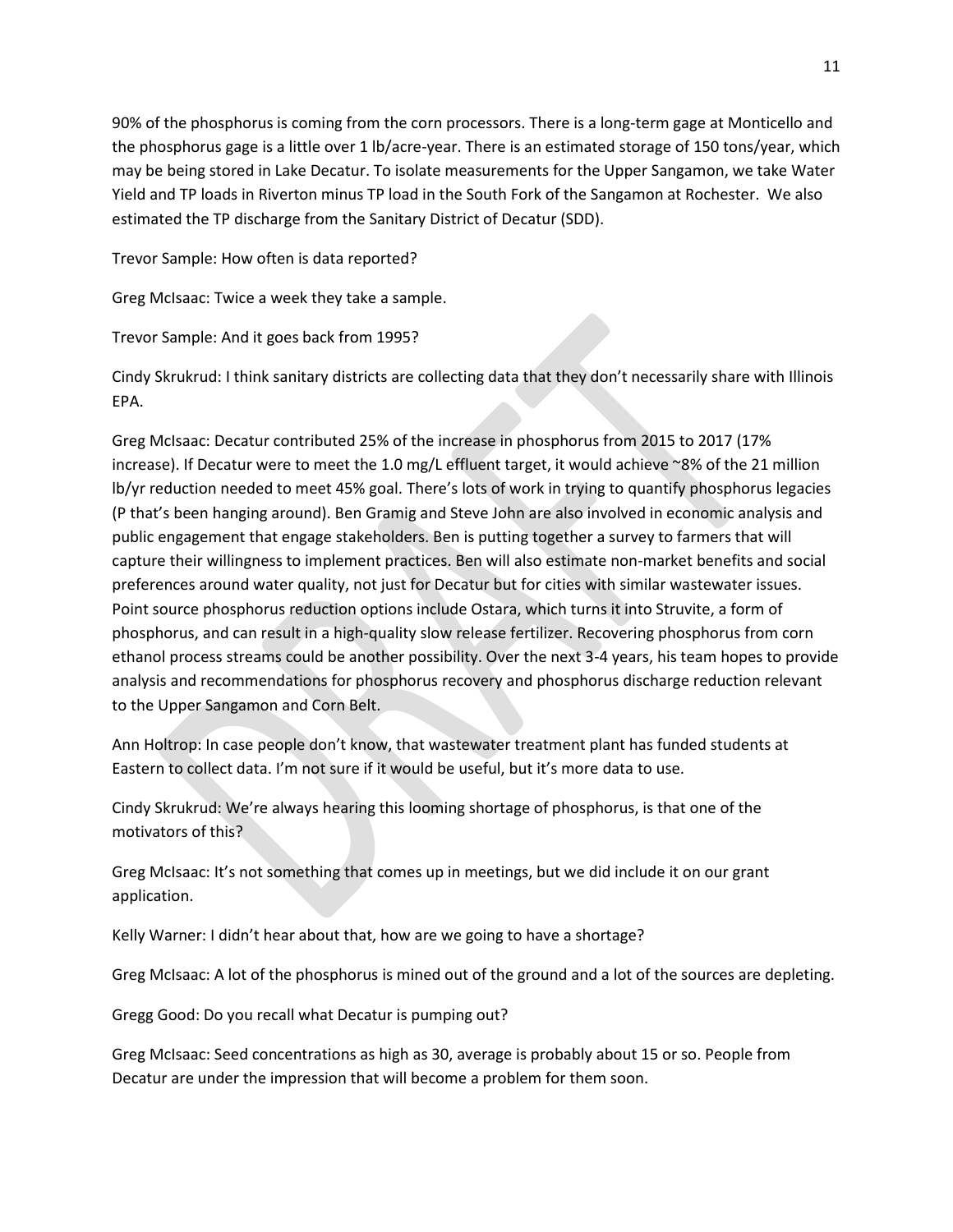90% of the phosphorus is coming from the corn processors. There is a long-term gage at Monticello and the phosphorus gage is a little over 1 lb/acre-year. There is an estimated storage of 150 tons/year, which may be being stored in Lake Decatur. To isolate measurements for the Upper Sangamon, we take Water Yield and TP loads in Riverton minus TP load in the South Fork of the Sangamon at Rochester. We also estimated the TP discharge from the Sanitary District of Decatur (SDD).

Trevor Sample: How often is data reported?

Greg McIsaac: Twice a week they take a sample.

Trevor Sample: And it goes back from 1995?

Cindy Skrukrud: I think sanitary districts are collecting data that they don't necessarily share with Illinois EPA.

Greg McIsaac: Decatur contributed 25% of the increase in phosphorus from 2015 to 2017 (17% increase). If Decatur were to meet the 1.0 mg/L effluent target, it would achieve ~8% of the 21 million lb/yr reduction needed to meet 45% goal. There's lots of work in trying to quantify phosphorus legacies (P that's been hanging around). Ben Gramig and Steve John are also involved in economic analysis and public engagement that engage stakeholders. Ben is putting together a survey to farmers that will capture their willingness to implement practices. Ben will also estimate non-market benefits and social preferences around water quality, not just for Decatur but for cities with similar wastewater issues. Point source phosphorus reduction options include Ostara, which turns it into Struvite, a form of phosphorus, and can result in a high-quality slow release fertilizer. Recovering phosphorus from corn ethanol process streams could be another possibility. Over the next 3-4 years, his team hopes to provide analysis and recommendations for phosphorus recovery and phosphorus discharge reduction relevant to the Upper Sangamon and Corn Belt.

Ann Holtrop: In case people don't know, that wastewater treatment plant has funded students at Eastern to collect data. I'm not sure if it would be useful, but it's more data to use.

Cindy Skrukrud: We're always hearing this looming shortage of phosphorus, is that one of the motivators of this?

Greg McIsaac: It's not something that comes up in meetings, but we did include it on our grant application.

Kelly Warner: I didn't hear about that, how are we going to have a shortage?

Greg McIsaac: A lot of the phosphorus is mined out of the ground and a lot of the sources are depleting.

Gregg Good: Do you recall what Decatur is pumping out?

Greg McIsaac: Seed concentrations as high as 30, average is probably about 15 or so. People from Decatur are under the impression that will become a problem for them soon.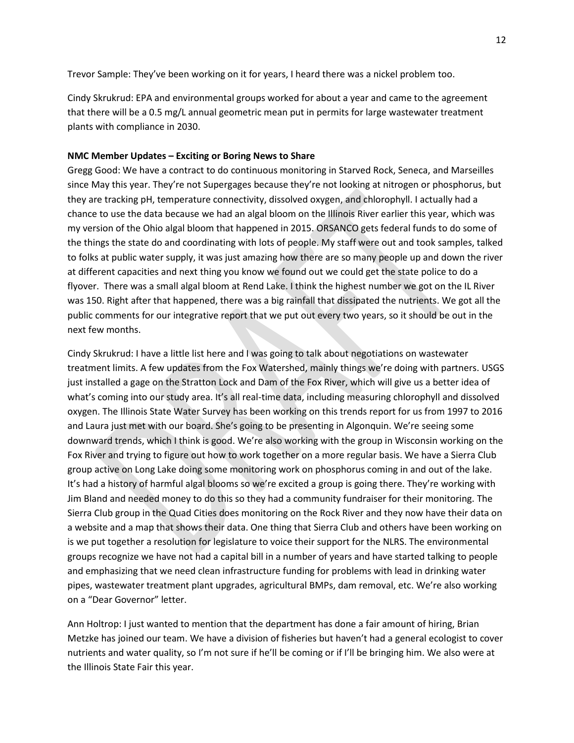Trevor Sample: They've been working on it for years, I heard there was a nickel problem too.

Cindy Skrukrud: EPA and environmental groups worked for about a year and came to the agreement that there will be a 0.5 mg/L annual geometric mean put in permits for large wastewater treatment plants with compliance in 2030.

**NMC Member Updates – Exciting or Boring News to Share**

Gregg Good: We have a contract to do continuous monitoring in Starved Rock, Seneca, and Marseilles since May this year. They're not Supergages because they're not looking at nitrogen or phosphorus, but they are tracking pH, temperature connectivity, dissolved oxygen, and chlorophyll. I actually had a chance to use the data because we had an algal bloom on the Illinois River earlier this year, which was my version of the Ohio algal bloom that happened in 2015. ORSANCO gets federal funds to do some of the things the state do and coordinating with lots of people. My staff were out and took samples, talked to folks at public water supply, it was just amazing how there are so many people up and down the river at different capacities and next thing you know we found out we could get the state police to do a flyover. There was a small algal bloom at Rend Lake. I think the highest number we got on the IL River was 150. Right after that happened, there was a big rainfall that dissipated the nutrients. We got all the public comments for our integrative report that we put out every two years, so it should be out in the next few months.

Cindy Skrukrud: I have a little list here and I was going to talk about negotiations on wastewater treatment limits. A few updates from the Fox Watershed, mainly things we're doing with partners. USGS just installed a gage on the Stratton Lock and Dam of the Fox River, which will give us a better idea of what's coming into our study area. It's all real-time data, including measuring chlorophyll and dissolved oxygen. The Illinois State Water Survey has been working on this trends report for us from 1997 to 2016 and Laura just met with our board. She's going to be presenting in Algonquin. We're seeing some downward trends, which I think is good. We're also working with the group in Wisconsin working on the Fox River and trying to figure out how to work together on a more regular basis. We have a Sierra Club group active on Long Lake doing some monitoring work on phosphorus coming in and out of the lake. It's had a history of harmful algal blooms so we're excited a group is going there. They're working with Jim Bland and needed money to do this so they had a community fundraiser for their monitoring. The Sierra Club group in the Quad Cities does monitoring on the Rock River and they now have their data on a website and a map that shows their data. One thing that Sierra Club and others have been working on is we put together a resolution for legislature to voice their support for the NLRS. The environmental groups recognize we have not had a capital bill in a number of years and have started talking to people and emphasizing that we need clean infrastructure funding for problems with lead in drinking water pipes, wastewater treatment plant upgrades, agricultural BMPs, dam removal, etc. We're also working on a "Dear Governor" letter.

Ann Holtrop: I just wanted to mention that the department has done a fair amount of hiring, Brian Metzke has joined our team. We have a division of fisheries but haven't had a general ecologist to cover nutrients and water quality, so I'm not sure if he'll be coming or if I'll be bringing him. We also were at the Illinois State Fair this year.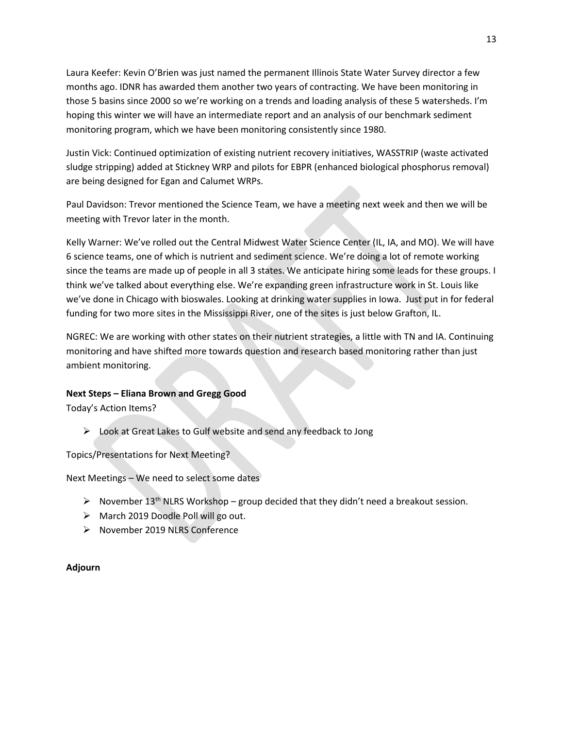Laura Keefer: Kevin O'Brien was just named the permanent Illinois State Water Survey director a few months ago. IDNR has awarded them another two years of contracting. We have been monitoring in those 5 basins since 2000 so we're working on a trends and loading analysis of these 5 watersheds. I'm hoping this winter we will have an intermediate report and an analysis of our benchmark sediment monitoring program, which we have been monitoring consistently since 1980.

Justin Vick: Continued optimization of existing nutrient recovery initiatives, WASSTRIP (waste activated sludge stripping) added at Stickney WRP and pilots for EBPR (enhanced biological phosphorus removal) are being designed for Egan and Calumet WRPs.

Paul Davidson: Trevor mentioned the Science Team, we have a meeting next week and then we will be meeting with Trevor later in the month.

Kelly Warner: We've rolled out the Central Midwest Water Science Center (IL, IA, and MO). We will have 6 science teams, one of which is nutrient and sediment science. We're doing a lot of remote working since the teams are made up of people in all 3 states. We anticipate hiring some leads for these groups. I think we've talked about everything else. We're expanding green infrastructure work in St. Louis like we've done in Chicago with bioswales. Looking at drinking water supplies in Iowa. Just put in for federal funding for two more sites in the Mississippi River, one of the sites is just below Grafton, IL.

NGREC: We are working with other states on their nutrient strategies, a little with TN and IA. Continuing monitoring and have shifted more towards question and research based monitoring rather than just ambient monitoring.

**Next Steps – Eliana Brown and Gregg Good**

Today's Action Items?

- Look at Great Lakes to Gulf website and send any feedback to Jong

Topics/Presentations for Next Meeting?

Next Meetings – We need to select some dates

- November 13th NLRS Workshop – group decided that they didn't need a breakout session.
- March 2019 Doodle Poll will go out.
- November 2019 NLRS Conference

**Adjourn**